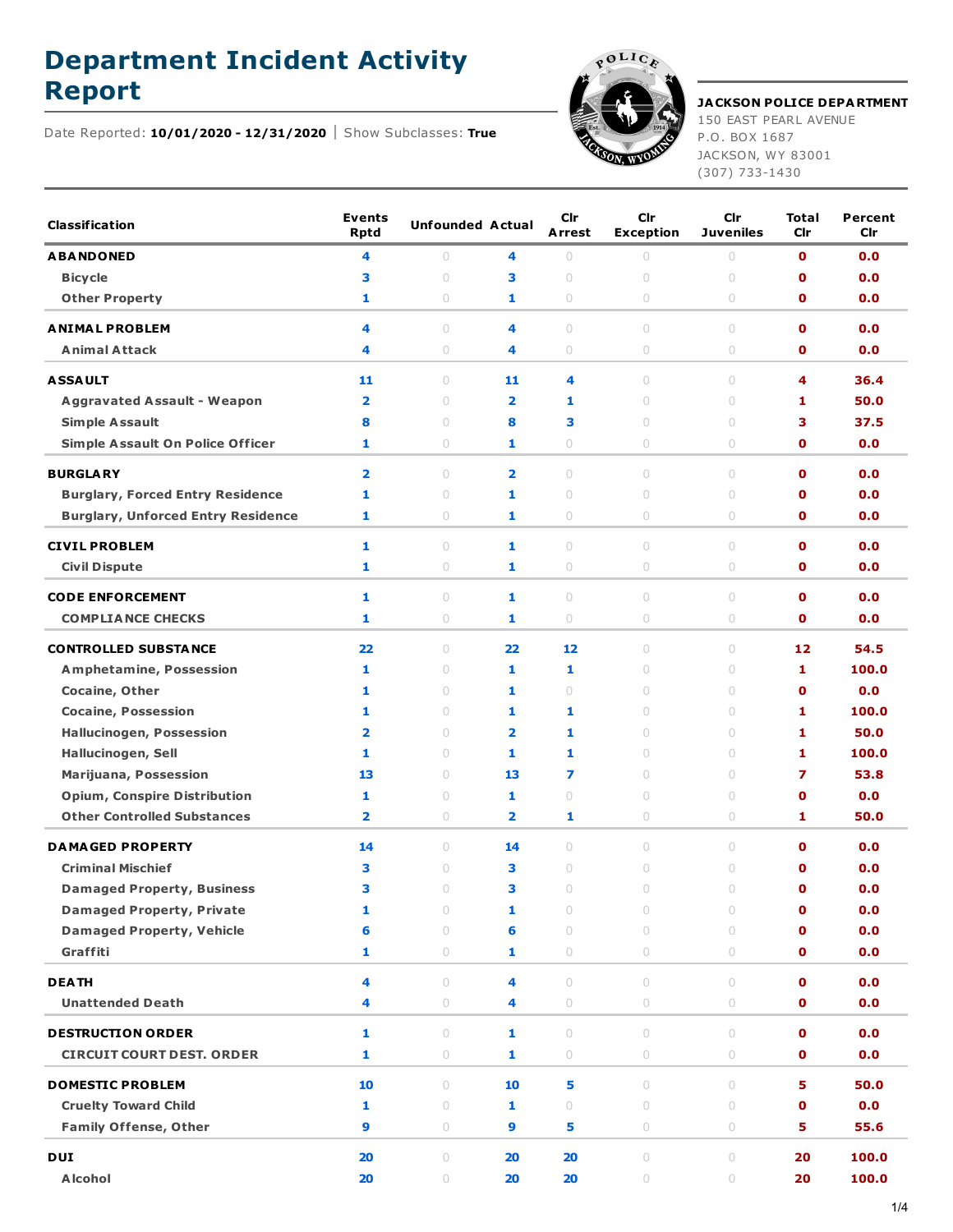# Department Incident Activity Report

Date Reported: **10/01/2020 - 12/31/2020** | Show Subclasses: **True**

**JACKSON POLICE DEPARTMENT**
150 EAST PEARL AVENUE
P.O. BOX 1687
JACKSON, WY 83001
(307) 733-1430

| Classification | Events Rptd | Unfounded | Actual | Clr Arrest | Clr Exception | Clr Juveniles | Total Clr | Percent Clr |
|---|---|---|---|---|---|---|---|---|
| **ABANDONED** | 4 | 0 | 4 | 0 | 0 | 0 | 0 | 0.0 |
| Bicycle | 3 | 0 | 3 | 0 | 0 | 0 | 0 | 0.0 |
| Other Property | 1 | 0 | 1 | 0 | 0 | 0 | 0 | 0.0 |
| **ANIMAL PROBLEM** | 4 | 0 | 4 | 0 | 0 | 0 | 0 | 0.0 |
| Animal Attack | 4 | 0 | 4 | 0 | 0 | 0 | 0 | 0.0 |
| **ASSAULT** | 11 | 0 | 11 | 4 | 0 | 0 | 4 | 36.4 |
| Aggravated Assault - Weapon | 2 | 0 | 2 | 1 | 0 | 0 | 1 | 50.0 |
| Simple Assault | 8 | 0 | 8 | 3 | 0 | 0 | 3 | 37.5 |
| Simple Assault On Police Officer | 1 | 0 | 1 | 0 | 0 | 0 | 0 | 0.0 |
| **BURGLARY** | 2 | 0 | 2 | 0 | 0 | 0 | 0 | 0.0 |
| Burglary, Forced Entry Residence | 1 | 0 | 1 | 0 | 0 | 0 | 0 | 0.0 |
| Burglary, Unforced Entry Residence | 1 | 0 | 1 | 0 | 0 | 0 | 0 | 0.0 |
| **CIVIL PROBLEM** | 1 | 0 | 1 | 0 | 0 | 0 | 0 | 0.0 |
| Civil Dispute | 1 | 0 | 1 | 0 | 0 | 0 | 0 | 0.0 |
| **CODE ENFORCEMENT** | 1 | 0 | 1 | 0 | 0 | 0 | 0 | 0.0 |
| COMPLIANCE CHECKS | 1 | 0 | 1 | 0 | 0 | 0 | 0 | 0.0 |
| **CONTROLLED SUBSTANCE** | 22 | 0 | 22 | 12 | 0 | 0 | 12 | 54.5 |
| Amphetamine, Possession | 1 | 0 | 1 | 1 | 0 | 0 | 1 | 100.0 |
| Cocaine, Other | 1 | 0 | 1 | 0 | 0 | 0 | 0 | 0.0 |
| Cocaine, Possession | 1 | 0 | 1 | 1 | 0 | 0 | 1 | 100.0 |
| Hallucinogen, Possession | 2 | 0 | 2 | 1 | 0 | 0 | 1 | 50.0 |
| Hallucinogen, Sell | 1 | 0 | 1 | 1 | 0 | 0 | 1 | 100.0 |
| Marijuana, Possession | 13 | 0 | 13 | 7 | 0 | 0 | 7 | 53.8 |
| Opium, Conspire Distribution | 1 | 0 | 1 | 0 | 0 | 0 | 0 | 0.0 |
| Other Controlled Substances | 2 | 0 | 2 | 1 | 0 | 0 | 1 | 50.0 |
| **DAMAGED PROPERTY** | 14 | 0 | 14 | 0 | 0 | 0 | 0 | 0.0 |
| Criminal Mischief | 3 | 0 | 3 | 0 | 0 | 0 | 0 | 0.0 |
| Damaged Property, Business | 3 | 0 | 3 | 0 | 0 | 0 | 0 | 0.0 |
| Damaged Property, Private | 1 | 0 | 1 | 0 | 0 | 0 | 0 | 0.0 |
| Damaged Property, Vehicle | 6 | 0 | 6 | 0 | 0 | 0 | 0 | 0.0 |
| Graffiti | 1 | 0 | 1 | 0 | 0 | 0 | 0 | 0.0 |
| **DEATH** | 4 | 0 | 4 | 0 | 0 | 0 | 0 | 0.0 |
| Unattended Death | 4 | 0 | 4 | 0 | 0 | 0 | 0 | 0.0 |
| **DESTRUCTION ORDER** | 1 | 0 | 1 | 0 | 0 | 0 | 0 | 0.0 |
| CIRCUIT COURT DEST. ORDER | 1 | 0 | 1 | 0 | 0 | 0 | 0 | 0.0 |
| **DOMESTIC PROBLEM** | 10 | 0 | 10 | 5 | 0 | 0 | 5 | 50.0 |
| Cruelty Toward Child | 1 | 0 | 1 | 0 | 0 | 0 | 0 | 0.0 |
| Family Offense, Other | 9 | 0 | 9 | 5 | 0 | 0 | 5 | 55.6 |
| **DUI** | 20 | 0 | 20 | 20 | 0 | 0 | 20 | 100.0 |
| Alcohol | 20 | 0 | 20 | 20 | 0 | 0 | 20 | 100.0 |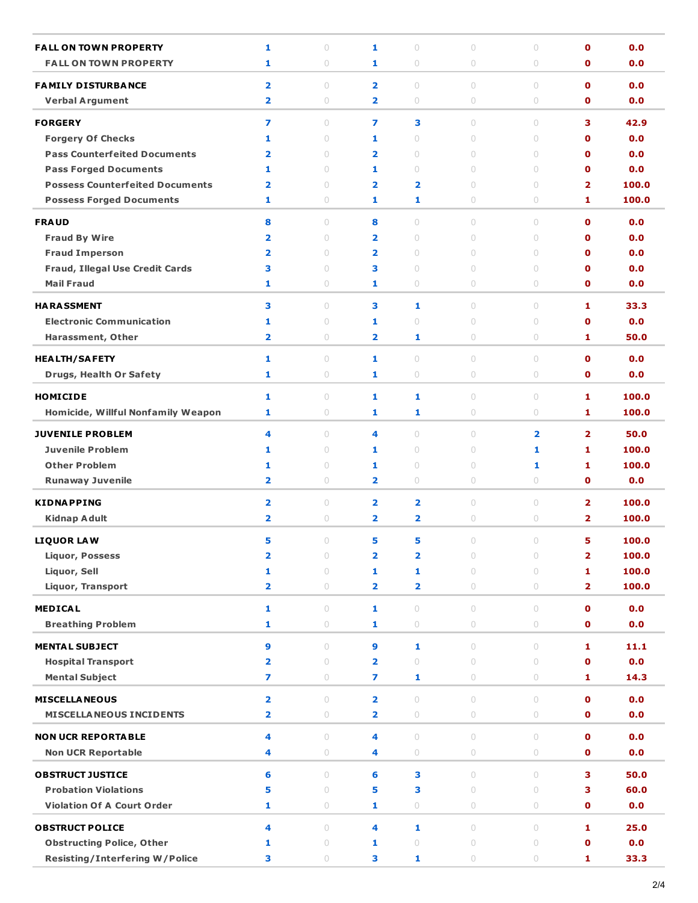| | | | | | | | | |
|---|---|---|---|---|---|---|---|---|
| **FALL ON TOWN PROPERTY** | 1 | 0 | 1 | 0 | 0 | 0 | 0 | 0.0 |
| FALL ON TOWN PROPERTY | 1 | 0 | 1 | 0 | 0 | 0 | 0 | 0.0 |
| **FAMILY DISTURBANCE** | 2 | 0 | 2 | 0 | 0 | 0 | 0 | 0.0 |
| Verbal Argument | 2 | 0 | 2 | 0 | 0 | 0 | 0 | 0.0 |
| **FORGERY** | 7 | 0 | 7 | 3 | 0 | 0 | 3 | 42.9 |
| Forgery Of Checks | 1 | 0 | 1 | 0 | 0 | 0 | 0 | 0.0 |
| Pass Counterfeited Documents | 2 | 0 | 2 | 0 | 0 | 0 | 0 | 0.0 |
| Pass Forged Documents | 1 | 0 | 1 | 0 | 0 | 0 | 0 | 0.0 |
| Possess Counterfeited Documents | 2 | 0 | 2 | 2 | 0 | 0 | 2 | 100.0 |
| Possess Forged Documents | 1 | 0 | 1 | 1 | 0 | 0 | 1 | 100.0 |
| **FRAUD** | 8 | 0 | 8 | 0 | 0 | 0 | 0 | 0.0 |
| Fraud By Wire | 2 | 0 | 2 | 0 | 0 | 0 | 0 | 0.0 |
| Fraud Imperson | 2 | 0 | 2 | 0 | 0 | 0 | 0 | 0.0 |
| Fraud, Illegal Use Credit Cards | 3 | 0 | 3 | 0 | 0 | 0 | 0 | 0.0 |
| Mail Fraud | 1 | 0 | 1 | 0 | 0 | 0 | 0 | 0.0 |
| **HARASSMENT** | 3 | 0 | 3 | 1 | 0 | 0 | 1 | 33.3 |
| Electronic Communication | 1 | 0 | 1 | 0 | 0 | 0 | 0 | 0.0 |
| Harassment, Other | 2 | 0 | 2 | 1 | 0 | 0 | 1 | 50.0 |
| **HEALTH/SAFETY** | 1 | 0 | 1 | 0 | 0 | 0 | 0 | 0.0 |
| Drugs, Health Or Safety | 1 | 0 | 1 | 0 | 0 | 0 | 0 | 0.0 |
| **HOMICIDE** | 1 | 0 | 1 | 1 | 0 | 0 | 1 | 100.0 |
| Homicide, Willful Nonfamily Weapon | 1 | 0 | 1 | 1 | 0 | 0 | 1 | 100.0 |
| **JUVENILE PROBLEM** | 4 | 0 | 4 | 0 | 0 | 2 | 2 | 50.0 |
| Juvenile Problem | 1 | 0 | 1 | 0 | 0 | 1 | 1 | 100.0 |
| Other Problem | 1 | 0 | 1 | 0 | 0 | 1 | 1 | 100.0 |
| Runaway Juvenile | 2 | 0 | 2 | 0 | 0 | 0 | 0 | 0.0 |
| **KIDNAPPING** | 2 | 0 | 2 | 2 | 0 | 0 | 2 | 100.0 |
| Kidnap Adult | 2 | 0 | 2 | 2 | 0 | 0 | 2 | 100.0 |
| **LIQUOR LAW** | 5 | 0 | 5 | 5 | 0 | 0 | 5 | 100.0 |
| Liquor, Possess | 2 | 0 | 2 | 2 | 0 | 0 | 2 | 100.0 |
| Liquor, Sell | 1 | 0 | 1 | 1 | 0 | 0 | 1 | 100.0 |
| Liquor, Transport | 2 | 0 | 2 | 2 | 0 | 0 | 2 | 100.0 |
| **MEDICAL** | 1 | 0 | 1 | 0 | 0 | 0 | 0 | 0.0 |
| Breathing Problem | 1 | 0 | 1 | 0 | 0 | 0 | 0 | 0.0 |
| **MENTAL SUBJECT** | 9 | 0 | 9 | 1 | 0 | 0 | 1 | 11.1 |
| Hospital Transport | 2 | 0 | 2 | 0 | 0 | 0 | 0 | 0.0 |
| Mental Subject | 7 | 0 | 7 | 1 | 0 | 0 | 1 | 14.3 |
| **MISCELLANEOUS** | 2 | 0 | 2 | 0 | 0 | 0 | 0 | 0.0 |
| MISCELLANEOUS INCIDENTS | 2 | 0 | 2 | 0 | 0 | 0 | 0 | 0.0 |
| **NON UCR REPORTABLE** | 4 | 0 | 4 | 0 | 0 | 0 | 0 | 0.0 |
| Non UCR Reportable | 4 | 0 | 4 | 0 | 0 | 0 | 0 | 0.0 |
| **OBSTRUCT JUSTICE** | 6 | 0 | 6 | 3 | 0 | 0 | 3 | 50.0 |
| Probation Violations | 5 | 0 | 5 | 3 | 0 | 0 | 3 | 60.0 |
| Violation Of A Court Order | 1 | 0 | 1 | 0 | 0 | 0 | 0 | 0.0 |
| **OBSTRUCT POLICE** | 4 | 0 | 4 | 1 | 0 | 0 | 1 | 25.0 |
| Obstructing Police, Other | 1 | 0 | 1 | 0 | 0 | 0 | 0 | 0.0 |
| Resisting/Interfering W/Police | 3 | 0 | 3 | 1 | 0 | 0 | 1 | 33.3 |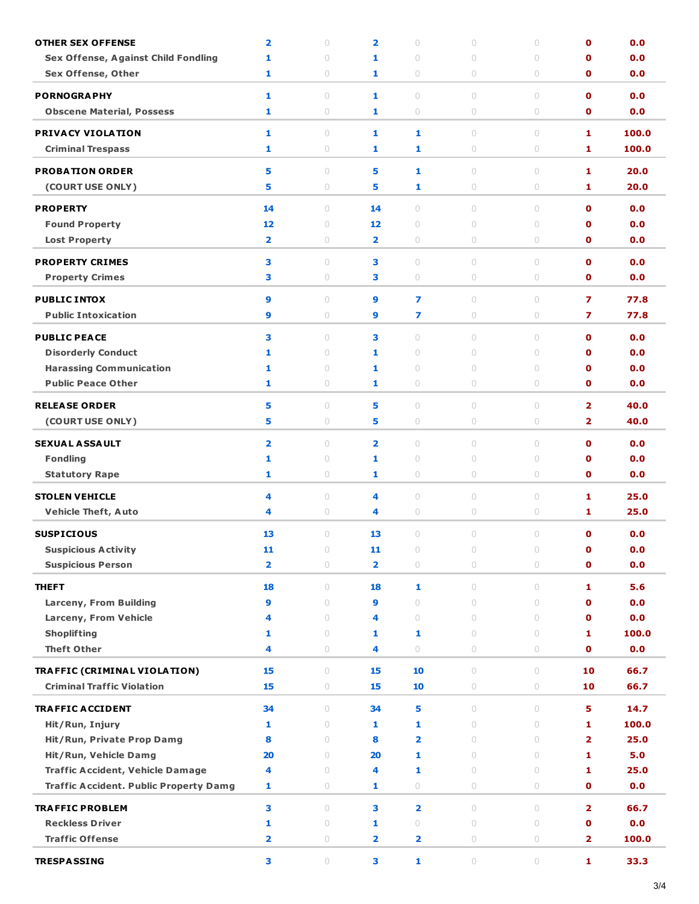| | | | | | | | | |
|---|---|---|---|---|---|---|---|---|
| **OTHER SEX OFFENSE** | 2 | 0 | 2 | 0 | 0 | 0 | 0 | 0.0 |
| Sex Offense, Against Child Fondling | 1 | 0 | 1 | 0 | 0 | 0 | 0 | 0.0 |
| Sex Offense, Other | 1 | 0 | 1 | 0 | 0 | 0 | 0 | 0.0 |
| **PORNOGRAPHY** | 1 | 0 | 1 | 0 | 0 | 0 | 0 | 0.0 |
| Obscene Material, Possess | 1 | 0 | 1 | 0 | 0 | 0 | 0 | 0.0 |
| **PRIVACY VIOLATION** | 1 | 0 | 1 | 1 | 0 | 0 | 1 | 100.0 |
| Criminal Trespass | 1 | 0 | 1 | 1 | 0 | 0 | 1 | 100.0 |
| **PROBATION ORDER** | 5 | 0 | 5 | 1 | 0 | 0 | 1 | 20.0 |
| (COURT USE ONLY) | 5 | 0 | 5 | 1 | 0 | 0 | 1 | 20.0 |
| **PROPERTY** | 14 | 0 | 14 | 0 | 0 | 0 | 0 | 0.0 |
| Found Property | 12 | 0 | 12 | 0 | 0 | 0 | 0 | 0.0 |
| Lost Property | 2 | 0 | 2 | 0 | 0 | 0 | 0 | 0.0 |
| **PROPERTY CRIMES** | 3 | 0 | 3 | 0 | 0 | 0 | 0 | 0.0 |
| Property Crimes | 3 | 0 | 3 | 0 | 0 | 0 | 0 | 0.0 |
| **PUBLIC INTOX** | 9 | 0 | 9 | 7 | 0 | 0 | 7 | 77.8 |
| Public Intoxication | 9 | 0 | 9 | 7 | 0 | 0 | 7 | 77.8 |
| **PUBLIC PEACE** | 3 | 0 | 3 | 0 | 0 | 0 | 0 | 0.0 |
| Disorderly Conduct | 1 | 0 | 1 | 0 | 0 | 0 | 0 | 0.0 |
| Harassing Communication | 1 | 0 | 1 | 0 | 0 | 0 | 0 | 0.0 |
| Public Peace Other | 1 | 0 | 1 | 0 | 0 | 0 | 0 | 0.0 |
| **RELEASE ORDER** | 5 | 0 | 5 | 0 | 0 | 0 | 2 | 40.0 |
| (COURT USE ONLY) | 5 | 0 | 5 | 0 | 0 | 0 | 2 | 40.0 |
| **SEXUAL ASSAULT** | 2 | 0 | 2 | 0 | 0 | 0 | 0 | 0.0 |
| Fondling | 1 | 0 | 1 | 0 | 0 | 0 | 0 | 0.0 |
| Statutory Rape | 1 | 0 | 1 | 0 | 0 | 0 | 0 | 0.0 |
| **STOLEN VEHICLE** | 4 | 0 | 4 | 0 | 0 | 0 | 1 | 25.0 |
| Vehicle Theft, Auto | 4 | 0 | 4 | 0 | 0 | 0 | 1 | 25.0 |
| **SUSPICIOUS** | 13 | 0 | 13 | 0 | 0 | 0 | 0 | 0.0 |
| Suspicious Activity | 11 | 0 | 11 | 0 | 0 | 0 | 0 | 0.0 |
| Suspicious Person | 2 | 0 | 2 | 0 | 0 | 0 | 0 | 0.0 |
| **THEFT** | 18 | 0 | 18 | 1 | 0 | 0 | 1 | 5.6 |
| Larceny, From Building | 9 | 0 | 9 | 0 | 0 | 0 | 0 | 0.0 |
| Larceny, From Vehicle | 4 | 0 | 4 | 0 | 0 | 0 | 0 | 0.0 |
| Shoplifting | 1 | 0 | 1 | 1 | 0 | 0 | 1 | 100.0 |
| Theft Other | 4 | 0 | 4 | 0 | 0 | 0 | 0 | 0.0 |
| **TRAFFIC (CRIMINAL VIOLATION)** | 15 | 0 | 15 | 10 | 0 | 0 | 10 | 66.7 |
| Criminal Traffic Violation | 15 | 0 | 15 | 10 | 0 | 0 | 10 | 66.7 |
| **TRAFFIC ACCIDENT** | 34 | 0 | 34 | 5 | 0 | 0 | 5 | 14.7 |
| Hit/Run, Injury | 1 | 0 | 1 | 1 | 0 | 0 | 1 | 100.0 |
| Hit/Run, Private Prop Damg | 8 | 0 | 8 | 2 | 0 | 0 | 2 | 25.0 |
| Hit/Run, Vehicle Damg | 20 | 0 | 20 | 1 | 0 | 0 | 1 | 5.0 |
| Traffic Accident, Vehicle Damage | 4 | 0 | 4 | 1 | 0 | 0 | 1 | 25.0 |
| Traffic Accident. Public Property Damg | 1 | 0 | 1 | 0 | 0 | 0 | 0 | 0.0 |
| **TRAFFIC PROBLEM** | 3 | 0 | 3 | 2 | 0 | 0 | 2 | 66.7 |
| Reckless Driver | 1 | 0 | 1 | 0 | 0 | 0 | 0 | 0.0 |
| Traffic Offense | 2 | 0 | 2 | 2 | 0 | 0 | 2 | 100.0 |
| **TRESPASSING** | 3 | 0 | 3 | 1 | 0 | 0 | 1 | 33.3 |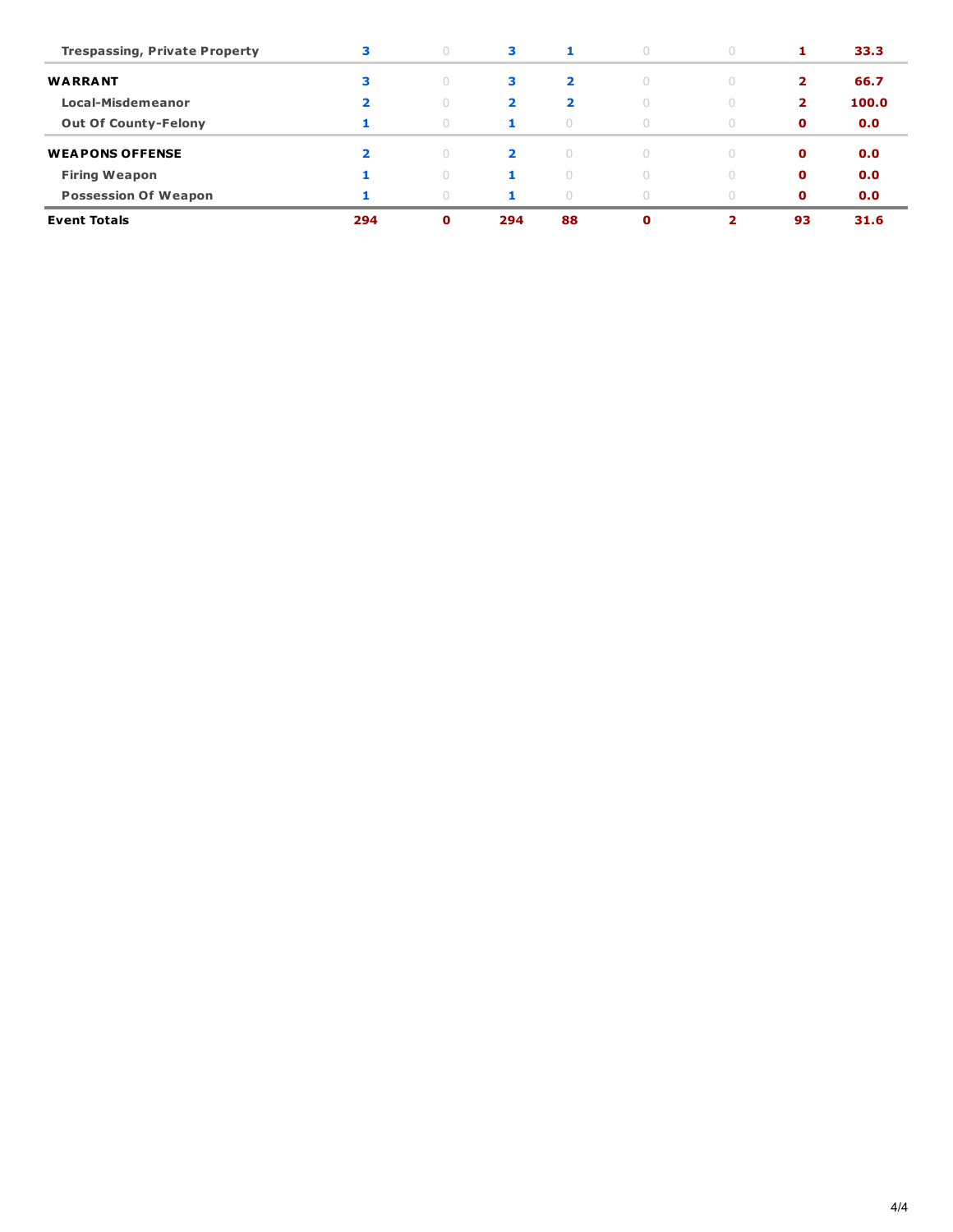| | | | | | | | | |
|---|---|---|---|---|---|---|---|---|
| Trespassing, Private Property | 3 | 0 | 3 | 1 | 0 | 0 | 1 | 33.3 |
| **WARRANT** | 3 | 0 | 3 | 2 | 0 | 0 | 2 | 66.7 |
| Local-Misdemeanor | 2 | 0 | 2 | 2 | 0 | 0 | 2 | 100.0 |
| Out Of County-Felony | 1 | 0 | 1 | 0 | 0 | 0 | 0 | 0.0 |
| **WEAPONS OFFENSE** | 2 | 0 | 2 | 0 | 0 | 0 | 0 | 0.0 |
| Firing Weapon | 1 | 0 | 1 | 0 | 0 | 0 | 0 | 0.0 |
| Possession Of Weapon | 1 | 0 | 1 | 0 | 0 | 0 | 0 | 0.0 |
| **Event Totals** | **294** | **0** | **294** | **88** | **0** | **2** | **93** | **31.6** |